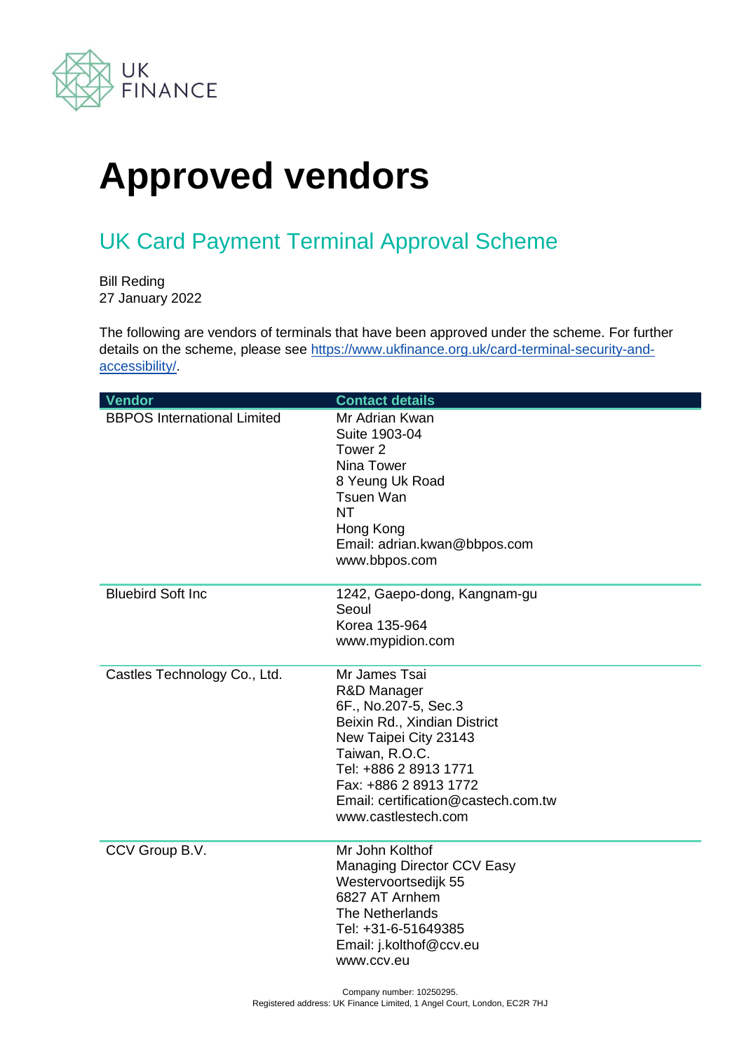# Approved vendors

## UK Card Payment Terminal Approval Scheme

Bill Reding
27 January 2022

The following are vendors of terminals that have been approved under the scheme. For further details on the scheme, please see [https://www.ukfinance.org.uk/card-terminal-security-and-accessibility/](https://www.ukfinance.org.uk/card-terminal-security-and-accessibility/).

| Vendor | Contact details |
| --- | --- |
| BBPOS International Limited | Mr Adrian Kwan<br>Suite 1903-04<br>Tower 2<br>Nina Tower<br>8 Yeung Uk Road<br>Tsuen Wan<br>NT<br>Hong Kong<br>Email: adrian.kwan@bbpos.com<br>www.bbpos.com |
| Bluebird Soft Inc | 1242, Gaepo-dong, Kangnam-gu<br>Seoul<br>Korea 135-964<br>www.mypidion.com |
| Castles Technology Co., Ltd. | Mr James Tsai<br>R&D Manager<br>6F., No.207-5, Sec.3<br>Beixin Rd., Xindian District<br>New Taipei City 23143<br>Taiwan, R.O.C.<br>Tel: +886 2 8913 1771<br>Fax: +886 2 8913 1772<br>Email: certification@castech.com.tw<br>www.castlestech.com |
| CCV Group B.V. | Mr John Kolthof<br>Managing Director CCV Easy<br>Westervoortsedijk 55<br>6827 AT Arnhem<br>The Netherlands<br>Tel: +31-6-51649385<br>Email: j.kolthof@ccv.eu<br>www.ccv.eu |

Company number: 10250295.
Registered address: UK Finance Limited, 1 Angel Court, London, EC2R 7HJ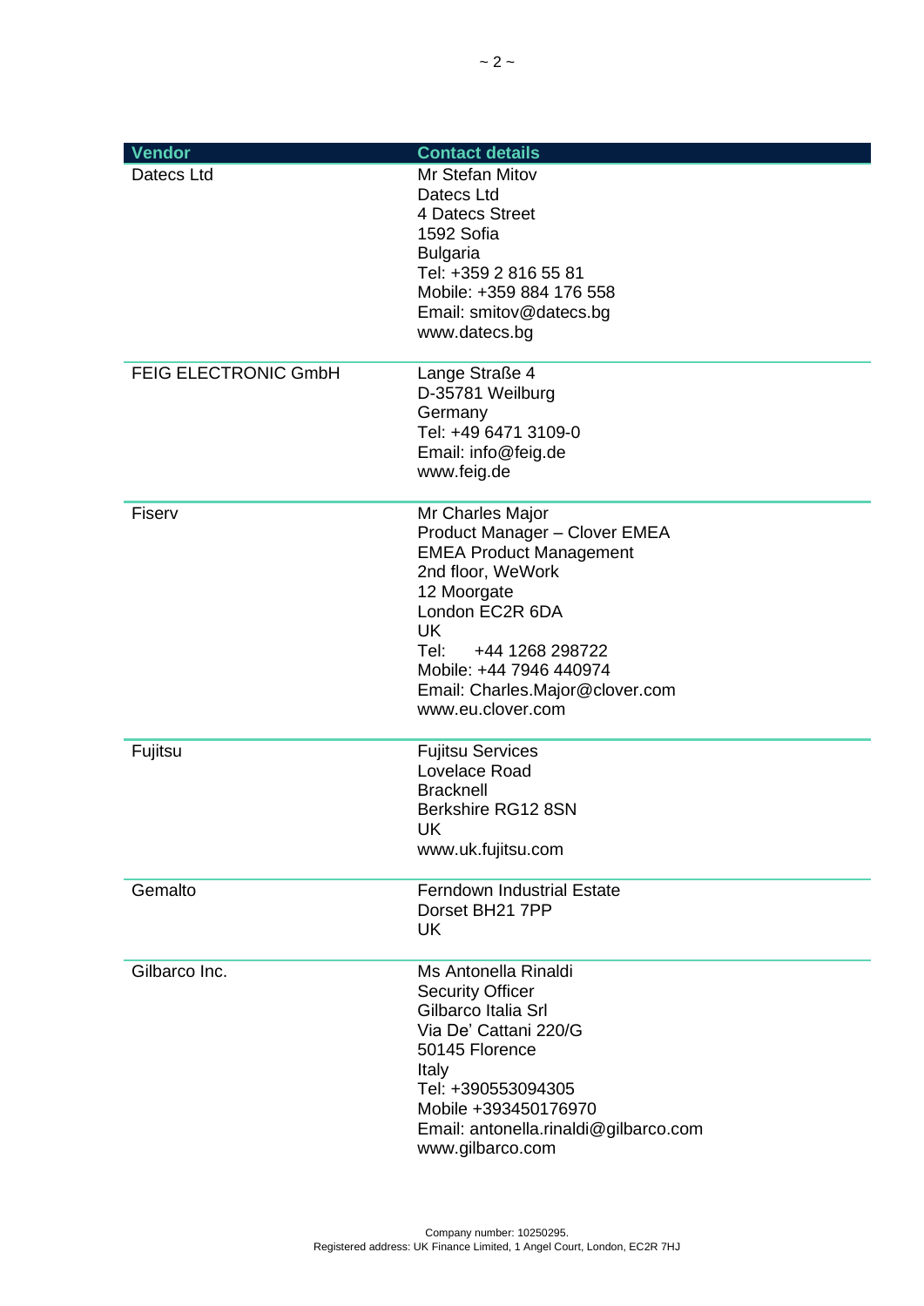| Vendor | Contact details |
|---|---|
| Datecs Ltd | Mr Stefan Mitov<br>Datecs Ltd<br>4 Datecs Street<br>1592 Sofia<br>Bulgaria<br>Tel: +359 2 816 55 81<br>Mobile: +359 884 176 558<br>Email: smitov@datecs.bg<br>www.datecs.bg |
| FEIG ELECTRONIC GmbH | Lange Straße 4<br>D-35781 Weilburg<br>Germany<br>Tel: +49 6471 3109-0<br>Email: info@feig.de<br>www.feig.de |
| Fiserv | Mr Charles Major<br>Product Manager – Clover EMEA<br>EMEA Product Management<br>2nd floor, WeWork<br>12 Moorgate<br>London EC2R 6DA<br>UK<br>Tel: +44 1268 298722<br>Mobile: +44 7946 440974<br>Email: Charles.Major@clover.com<br>www.eu.clover.com |
| Fujitsu | Fujitsu Services<br>Lovelace Road<br>Bracknell<br>Berkshire RG12 8SN<br>UK<br>www.uk.fujitsu.com |
| Gemalto | Ferndown Industrial Estate<br>Dorset BH21 7PP<br>UK |
| Gilbarco Inc. | Ms Antonella Rinaldi<br>Security Officer<br>Gilbarco Italia Srl<br>Via De' Cattani 220/G<br>50145 Florence<br>Italy<br>Tel: +390553094305<br>Mobile +393450176970<br>Email: antonella.rinaldi@gilbarco.com<br>www.gilbarco.com |

Company number: 10250295.
Registered address: UK Finance Limited, 1 Angel Court, London, EC2R 7HJ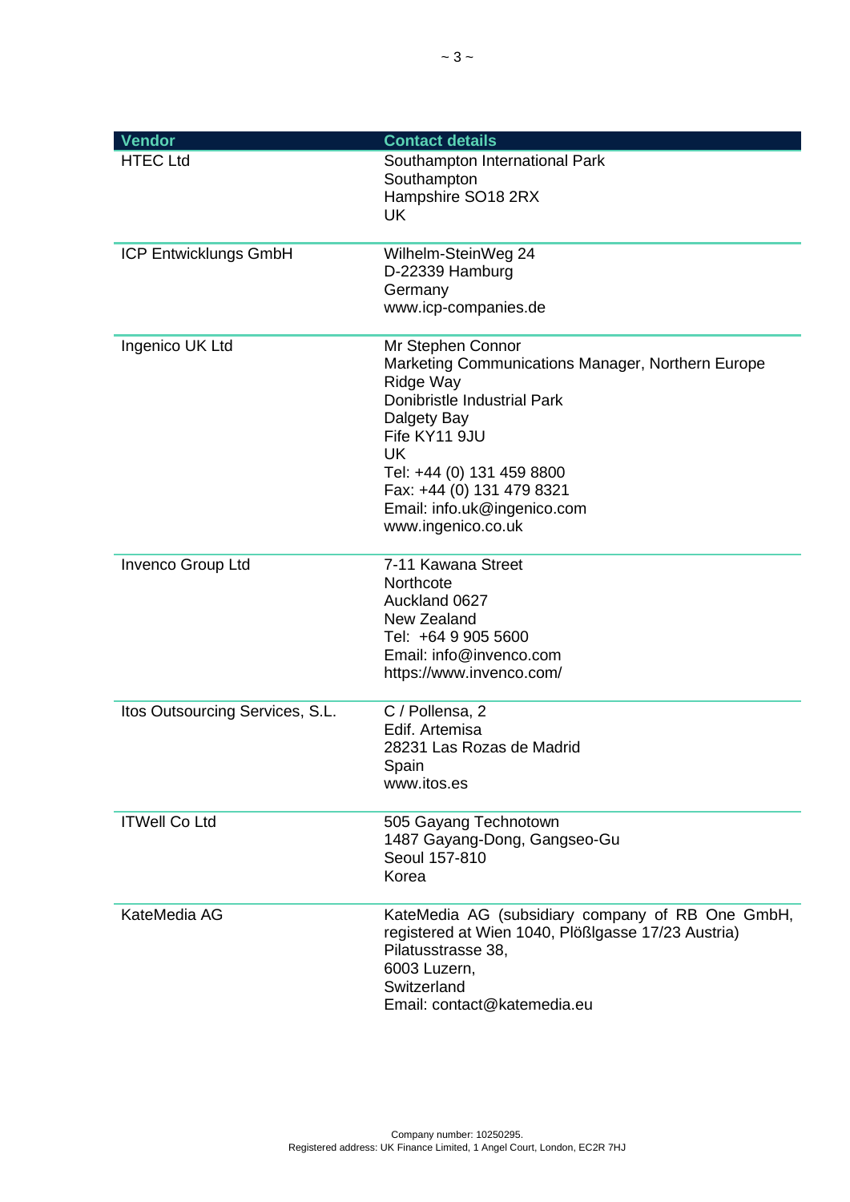| Vendor | Contact details |
| --- | --- |
| HTEC Ltd | Southampton International Park<br>Southampton<br>Hampshire SO18 2RX<br>UK |
| ICP Entwicklungs GmbH | Wilhelm-SteinWeg 24<br>D-22339 Hamburg<br>Germany<br>www.icp-companies.de |
| Ingenico UK Ltd | Mr Stephen Connor<br>Marketing Communications Manager, Northern Europe<br>Ridge Way<br>Donibristle Industrial Park<br>Dalgety Bay<br>Fife KY11 9JU<br>UK<br>Tel: +44 (0) 131 459 8800<br>Fax: +44 (0) 131 479 8321<br>Email: info.uk@ingenico.com<br>www.ingenico.co.uk |
| Invenco Group Ltd | 7-11 Kawana Street<br>Northcote<br>Auckland 0627<br>New Zealand<br>Tel: +64 9 905 5600<br>Email: info@invenco.com<br>https://www.invenco.com/ |
| Itos Outsourcing Services, S.L. | C / Pollensa, 2<br>Edif. Artemisa<br>28231 Las Rozas de Madrid<br>Spain<br>www.itos.es |
| ITWell Co Ltd | 505 Gayang Technotown<br>1487 Gayang-Dong, Gangseo-Gu<br>Seoul 157-810<br>Korea |
| KateMedia AG | KateMedia AG (subsidiary company of RB One GmbH, registered at Wien 1040, Plößlgasse 17/23 Austria)<br>Pilatusstrasse 38,<br>6003 Luzern,<br>Switzerland<br>Email: contact@katemedia.eu |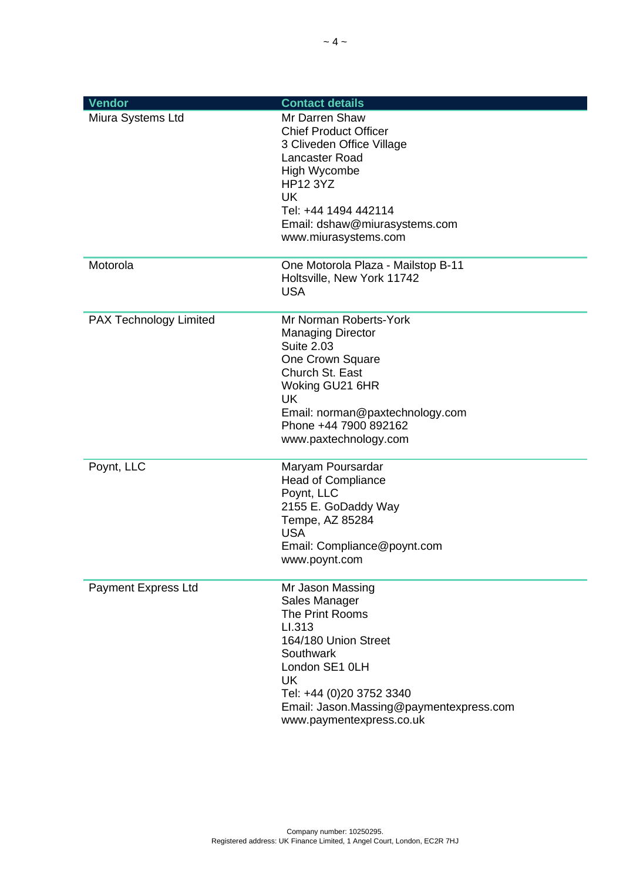| Vendor | Contact details |
|---|---|
| Miura Systems Ltd | Mr Darren Shaw<br>Chief Product Officer<br>3 Cliveden Office Village<br>Lancaster Road<br>High Wycombe<br>HP12 3YZ<br>UK<br>Tel: +44 1494 442114<br>Email: dshaw@miurasystems.com<br>www.miurasystems.com |
| Motorola | One Motorola Plaza - Mailstop B-11<br>Holtsville, New York 11742<br>USA |
| PAX Technology Limited | Mr Norman Roberts-York<br>Managing Director<br>Suite 2.03<br>One Crown Square<br>Church St. East<br>Woking GU21 6HR<br>UK<br>Email: norman@paxtechnology.com<br>Phone +44 7900 892162<br>www.paxtechnology.com |
| Poynt, LLC | Maryam Poursardar<br>Head of Compliance<br>Poynt, LLC<br>2155 E. GoDaddy Way<br>Tempe, AZ 85284<br>USA<br>Email: Compliance@poynt.com<br>www.poynt.com |
| Payment Express Ltd | Mr Jason Massing<br>Sales Manager<br>The Print Rooms<br>LI.313<br>164/180 Union Street<br>Southwark<br>London SE1 0LH<br>UK<br>Tel: +44 (0)20 3752 3340<br>Email: Jason.Massing@paymentexpress.com<br>www.paymentexpress.co.uk |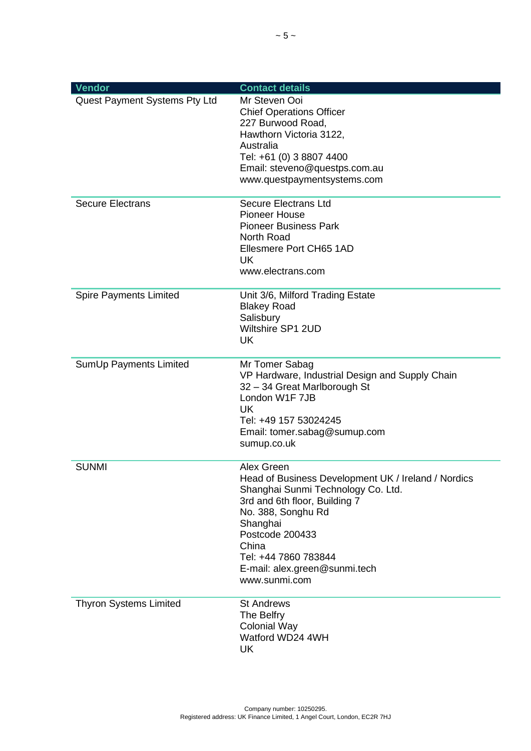| Vendor | Contact details |
|---|---|
| Quest Payment Systems Pty Ltd | Mr Steven Ooi<br>Chief Operations Officer<br>227 Burwood Road,<br>Hawthorn Victoria 3122,<br>Australia<br>Tel: +61 (0) 3 8807 4400<br>Email: steveno@questps.com.au<br>www.questpaymentsystems.com |
| Secure Electrans | Secure Electrans Ltd<br>Pioneer House<br>Pioneer Business Park<br>North Road<br>Ellesmere Port CH65 1AD<br>UK<br>www.electrans.com |
| Spire Payments Limited | Unit 3/6, Milford Trading Estate<br>Blakey Road<br>Salisbury<br>Wiltshire SP1 2UD<br>UK |
| SumUp Payments Limited | Mr Tomer Sabag<br>VP Hardware, Industrial Design and Supply Chain<br>32 – 34 Great Marlborough St<br>London W1F 7JB<br>UK<br>Tel: +49 157 53024245<br>Email: tomer.sabag@sumup.com<br>sumup.co.uk |
| SUNMI | Alex Green<br>Head of Business Development UK / Ireland / Nordics<br>Shanghai Sunmi Technology Co. Ltd.<br>3rd and 6th floor, Building 7<br>No. 388, Songhu Rd<br>Shanghai<br>Postcode 200433<br>China<br>Tel: +44 7860 783844<br>E-mail: alex.green@sunmi.tech<br>www.sunmi.com |
| Thyron Systems Limited | St Andrews<br>The Belfry<br>Colonial Way<br>Watford WD24 4WH<br>UK |

Company number: 10250295.
Registered address: UK Finance Limited, 1 Angel Court, London, EC2R 7HJ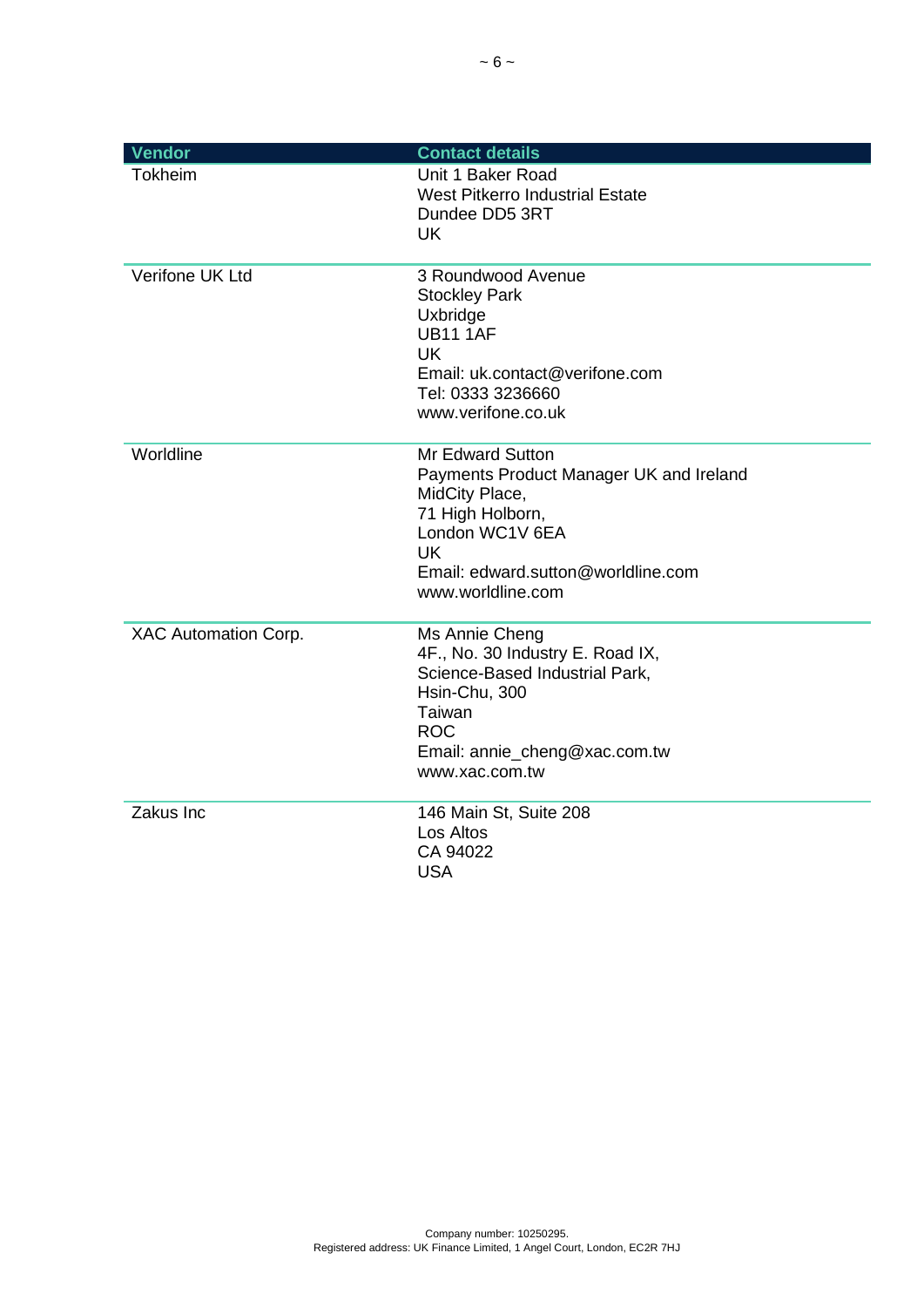| Vendor | Contact details |
| --- | --- |
| Tokheim | Unit 1 Baker Road<br>West Pitkerro Industrial Estate<br>Dundee DD5 3RT<br>UK |
| Verifone UK Ltd | 3 Roundwood Avenue<br>Stockley Park<br>Uxbridge<br>UB11 1AF<br>UK<br>Email: uk.contact@verifone.com<br>Tel: 0333 3236660<br>www.verifone.co.uk |
| Worldline | Mr Edward Sutton<br>Payments Product Manager UK and Ireland<br>MidCity Place,<br>71 High Holborn,<br>London WC1V 6EA<br>UK<br>Email: edward.sutton@worldline.com<br>www.worldline.com |
| XAC Automation Corp. | Ms Annie Cheng<br>4F., No. 30 Industry E. Road IX,<br>Science-Based Industrial Park,<br>Hsin-Chu, 300<br>Taiwan<br>ROC<br>Email: annie_cheng@xac.com.tw<br>www.xac.com.tw |
| Zakus Inc | 146 Main St, Suite 208<br>Los Altos<br>CA 94022<br>USA |

Company number: 10250295.
Registered address: UK Finance Limited, 1 Angel Court, London, EC2R 7HJ